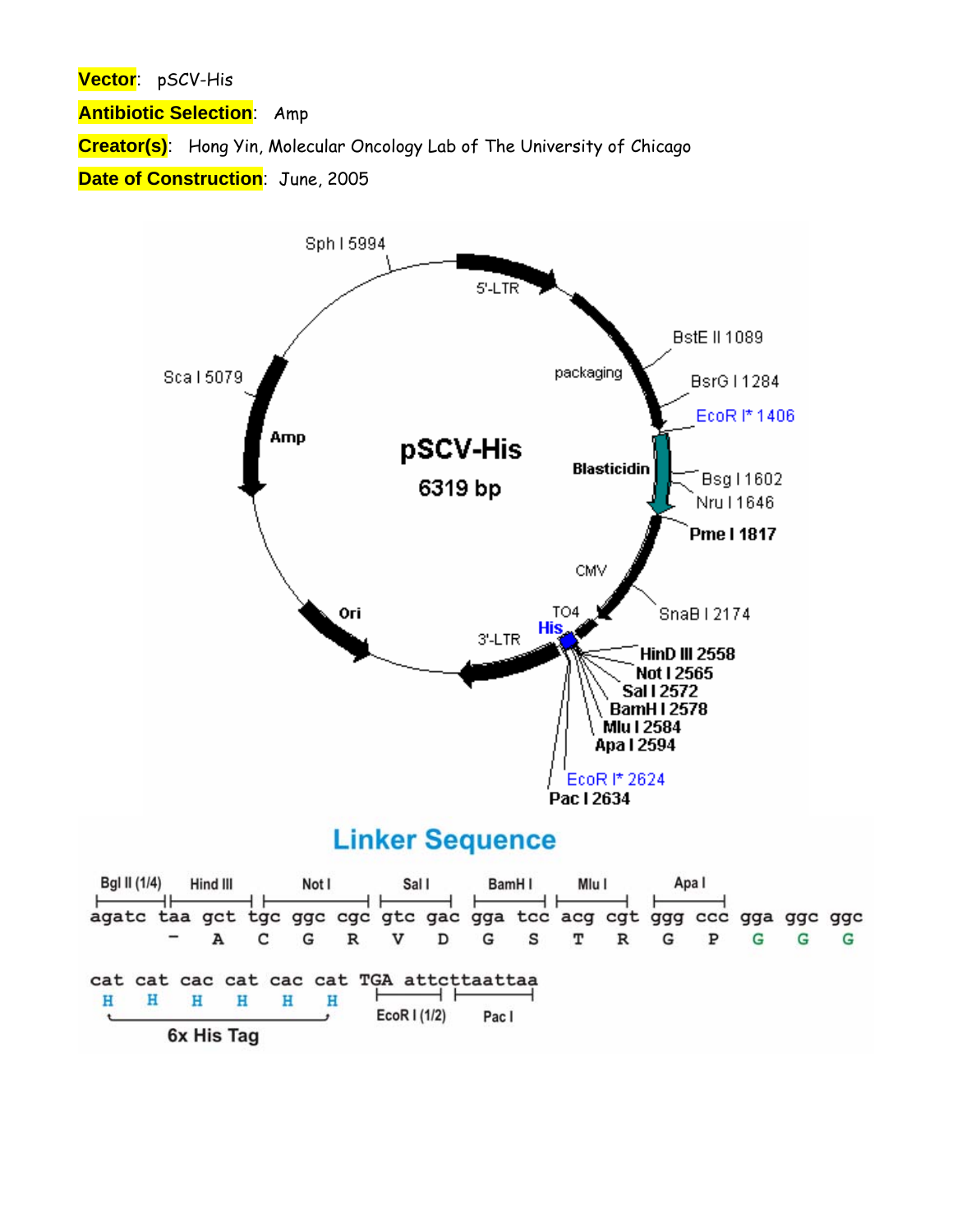**Vector**: pSCV-His

**Antibiotic Selection**: Amp

**Creator(s)**: Hong Yin, Molecular Oncology Lab of The University of Chicago

**Date of Construction**: June, 2005

**pSCV-His**
**6319 bp**

5'-LTR; packaging; BstE II 1089; BsrG I 1284; EcoR I* 1406; Blasticidin; Bsg I 1602; Nru I 1646; Pme I 1817; CMV; SnaB I 2174; TO4; His; HinD III 2558; Not I 2565; Sal I 2572; BamH I 2578; Mlu I 2584; Apa I 2594; EcoR I* 2624; Pac I 2634; 3'-LTR; Ori; Amp; Sca I 5079; Sph I 5994

## Linker Sequence

```
Bgl II (1/4)  Hind III      Not I        Sal I      BamH I    Mlu I     Apa I
agatc  taa  gct  tgc  ggc  cgc  gtc  gac  gga  tcc  acg  cgt  ggg  ccc  gga  ggc  ggc
        -    A    C    G    R    V    D    G    S    T    R    G    P    G    G    G

cat  cat  cac  cat  cac  cat  TGA  attcttaattaa
 H    H    H    H    H    H        EcoR I (1/2)  Pac I
   6x His Tag
```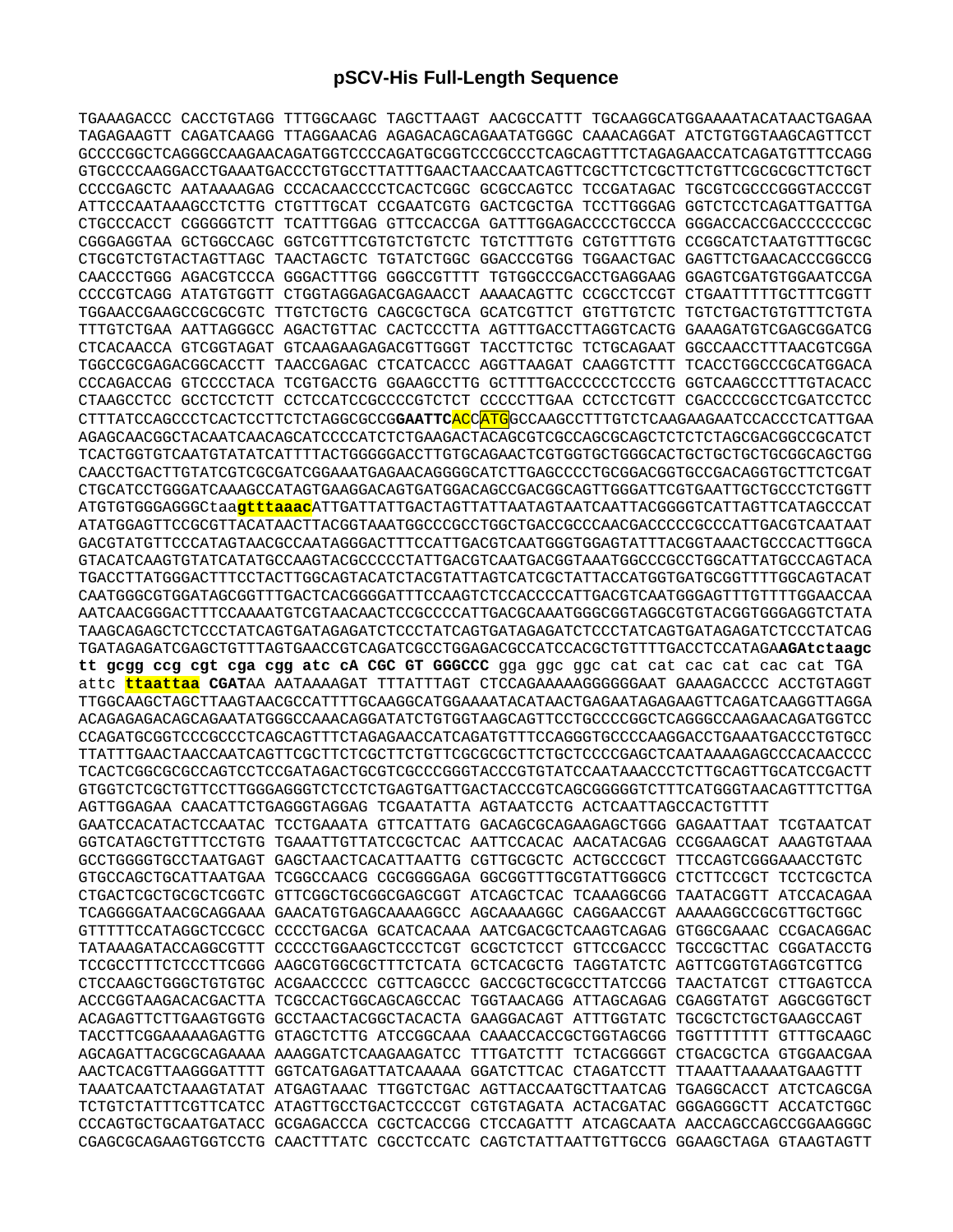# pSCV-His Full-Length Sequence

TGAAAGACCC CACCTGTAGG TTTGGCAAGC TAGCTTAAGT AACGCCATTT TGCAAGGCATGGAAAATACATAACTGAGAA
TAGAGAAGTT CAGATCAAGG TTAGGAACAG AGAGACAGCAGAATATGGGC CAAACAGGAT ATCTGTGGTAAGCAGTTCCT
GCCCCGGCTCAGGGCCAAGAACAGATGGTCCCCAGATGCGGTCCCGCCCTCAGCAGTTTCTAGAGAACCATCAGATGTTTCCAGG
GTGCCCCAAGGACCTGAAATGACCCTGTGCCTTATTTGAACTAACCAATCAGTTCGCTTCTCGCTTCTGTTCGCGCGCTTCTGCT
CCCCGAGCTC AATAAAAGAG CCCACAACCCCTCACTCGGC GCGCCAGTCC TCCGATAGAC TGCGTCGCCCGGGTACCCGT
ATTCCCAATAAAGCCTCTTG CTGTTTGCAT CCGAATCGTG GACTCGCTGA TCCTTGGGAG GGTCTCCTCAGATTGATTGA
CTGCCCACCT CGGGGGTCTT TCATTTGGAG GTTCCACCGA GATTTGGAGACCCCTGCCCA GGGACCACCGACCCCCCCGC
CGGGAGGTAA GCTGGCCAGC GGTCGTTTCGTGTCTGTCTC TGTCTTTGTG CGTGTTTGTG CCGGCATCTAATGTTTGCGC
CTGCGTCTGTACTAGTTAGC TAACTAGCTC TGTATCTGGC GGACCCGTGG TGGAACTGAC GAGTTCTGAACACCCGGCCG
CAACCCTGGG AGACGTCCCA GGGACTTTGG GGGCCGTTTT TGTGGCCCGACCTGAGGAAG GGAGTCGATGTGGAATCCGA
CCCCGTCAGG ATATGTGGTT CTGGTAGGAGACGAGAACCT AAAACAGTTC CCGCCTCCGT CTGAATTTTTGCTTTCGGTT
TGGAACCGAAGCCGCGCGTC TTGTCTGCTG CAGCGCTGCA GCATCGTTCT GTGTTGTCTC TGTCTGACTGTGTTTCTGTA
TTTGTCTGAA AATTAGGGCC AGACTGTTAC CACTCCCTTA AGTTTGACCTTAGGTCACTG GAAAGATGTCGAGCGGATCG
CTCACAACCA GTCGGTAGAT GTCAAGAAGAGACGTTGGGT TACCTTCTGC TCTGCAGAAT GGCCAACCTTTAACGTCGGA
TGGCCGCGAGACGGCACCTT TAACCGAGAC CTCATCACCC AGGTTAAGAT CAAGGTCTTT TCACCTGGCCCGCATGGACA
CCCAGACCAG GTCCCCTACA TCGTGACCTG GGAAGCCTTG GCTTTTGACCCCCCTCCCTG GGTCAAGCCCTTTGTACACC
CTAAGCCTCC GCCTCCTCTT CCTCCATCCGCCCCGTCTCT CCCCCTTGAA CCTCCTCGTT CGACCCCGCCTCGATCCTCC
CTTTATCCAGCCCTCACTCCTTCTCTAGGCGCCG**GAATTC**ACCATGGCCAAGCCTTTGTCTCAAGAAGAATCCACCCTCATTGAA
AGAGCAACGGCTACAATCAACAGCATCCCCATCTCTGAAGACTACAGCGTCGCCAGCGCAGCTCTCTCTAGCGACGGCCGCATCT
TCACTGGTGTCAATGTATATCATTTTACTGGGGGACCTTGTGCAGAACTCGTGGTGCTGGGCACTGCTGCTGCTGCGGCAGCTGG
CAACCTGACTTGTATCGTCGCGATCGGAAATGAGAACAGGGGCATCTTGAGCCCCTGCGGACGGTGCCGACAGGTGCTTCTCGAT
CTGCATCCTGGGATCAAAGCCATAGTGAAGGACAGTGATGGACAGCCGACGGCAGTTGGGATTCGTGAATTGCTGCCCTCTGGTT
ATGTGTGGGAGGGCtaa**gtttaaac**ATTGATTATTGACTAGTTATTAATAGTAATCAATTACGGGGTCATTAGTTCATAGCCCAT
ATATGGAGTTCCGCGTTACATAACTTACGGTAAATGGCCCGCCTGGCTGACCGCCCAACGACCCCCGCCCATTGACGTCAATAAT
GACGTATGTTCCCATAGTAACGCCAATAGGGACTTTCCATTGACGTCAATGGGTGGAGTATTTACGGTAAACTGCCCACTTGGCA
GTACATCAAGTGTATCATATGCCAAGTACGCCCCCTATTGACGTCAATGACGGTAAATGGCCCGCCTGGCATTATGCCCAGTACA
TGACCTTATGGGACTTTCCTACTTGGCAGTACATCTACGTATTAGTCATCGCTATTACCATGGTGATGCGGTTTTGGCAGTACAT
CAATGGGCGTGGATAGCGGTTTGACTCACGGGGATTTCCAAGTCTCCACCCCATTGACGTCAATGGGAGTTTGTTTTGGAACCAA
AATCAACGGGACTTTCCAAAATGTCGTAACAACTCCGCCCCATTGACGCAAATGGGCGGTAGGCGTGTACGGTGGGAGGTCTATA
TAAGCAGAGCTCTCCCTATCAGTGATAGAGATCTCCCTATCAGTGATAGAGATCTCCCTATCAGTGATAGAGATCTCCCTATCAG
TGATAGAGATCGAGCTGTTTAGTGAACCGTCAGATCGCCTGGAGACGCCATCCACGCTGTTTTGACCTCCATAGA**AGAtctaagc tt gcgg ccg cgt cga cgg atc cA CGC GT GGGCCC** gga ggc ggc cat cat cac cat cac cat TGA
attc **ttaattaa CGAT**AA AATAAAAGAT TTTATTTAGT CTCCAGAAAAAGGGGGGAAT GAAAGACCCC ACCTGTAGGT
TTGGCAAGCTAGCTTAAGTAACGCCATTTTGCAAGGCATGGAAAATACATAACTGAGAATAGAGAAGTTCAGATCAAGGTTAGGA
ACAGAGAGACAGCAGAATATGGGCCAAACAGGATATCTGTGGTAAGCAGTTCCTGCCCCGGCTCAGGGCCAAGAACAGATGGTCC
CCAGATGCGGTCCCGCCCTCAGCAGTTTCTAGAGAACCATCAGATGTTTCCAGGGTGCCCCAAGGACCTGAAATGACCCTGTGCC
TTATTTGAACTAACCAATCAGTTCGCTTCTCGCTTCTGTTCGCGCGCTTCTGCTCCCCGAGCTCAATAAAAGAGCCCACAACCCC
TCACTCGGCGCGCCAGTCCTCCGATAGACTGCGTCGCCCGGGTACCCGTGTATCCAATAAACCCTCTTGCAGTTGCATCCGACTT
GTGGTCTCGCTGTTCCTTGGGAGGGTCTCCTCTGAGTGATTGACTACCCGTCAGCGGGGGTCTTTCATGGGTAACAGTTTCTTGA
AGTTGGAGAA CAACATTCTGAGGGTAGGAG TCGAATATTA AGTAATCCTG ACTCAATTAGCCACTGTTTT
GAATCCACATACTCCAATAC TCCTGAAATA GTTCATTATG GACAGCGCAGAAGAGCTGGG GAGAATTAAT TCGTAATCAT
GGTCATAGCTGTTTCCTGTG TGAAATTGTTATCCGCTCAC AATTCCACAC AACATACGAG CCGGAAGCAT AAAGTGTAAA
GCCTGGGGTGCCTAATGAGT GAGCTAACTCACATTAATTG CGTTGCGCTC ACTGCCCGCT TTCCAGTCGGGAAACCTGTC
GTGCCAGCTGCATTAATGAA TCGGCCAACG CGCGGGGAGA GGCGGTTTGCGTATTGGGCG CTCTTCCGCT TCCTCGCTCA
CTGACTCGCTGCGCTCGGTC GTTCGGCTGCGGCGAGCGGT ATCAGCTCAC TCAAAGGCGG TAATACGGTT ATCCACAGAA
TCAGGGGATAACGCAGGAAA GAACATGTGAGCAAAAGGCC AGCAAAAGGC CAGGAACCGT AAAAAGGCCGCGTTGCTGGC
GTTTTTCCATAGGCTCCGCC CCCCTGACGA GCATCACAAA AATCGACGCTCAAGTCAGAG GTGGCGAAAC CCGACAGGAC
TATAAAGATACCAGGCGTTT CCCCCTGGAAGCTCCCTCGT GCGCTCTCCT GTTCCGACCC TGCCGCTTAC CGGATACCTG
TCCGCCTTTCTCCCTTCGGG AAGCGTGGCGCTTTCTCATA GCTCACGCTG TAGGTATCTC AGTTCGGTGTAGGTCGTTCG
CTCCAAGCTGGGCTGTGTGC ACGAACCCCC CGTTCAGCCC GACCGCTGCGCCTTATCCGG TAACTATCGT CTTGAGTCCA
ACCCGGTAAGACACGACTTA TCGCCACTGGCAGCAGCCAC TGGTAACAGG ATTAGCAGAG CGAGGTATGT AGGCGGTGCT
ACAGAGTTCTTGAAGTGGTG GCCTAACTACGGCTACACTA GAAGGACAGT ATTTGGTATC TGCGCTCTGCTGAAGCCAGT
TACCTTCGGAAAAAGAGTTG GTAGCTCTTG ATCCGGCAAA CAAACCACCGCTGGTAGCGG TGGTTTTTTT GTTTGCAAGC
AGCAGATTACGCGCAGAAAA AAAGGATCTCAAGAAGATCC TTTGATCTTT TCTACGGGGT CTGACGCTCA GTGGAACGAA
AACTCACGTTAAGGGATTTT GGTCATGAGATTATCAAAAA GGATCTTCAC CTAGATCCTT TTAAATTAAAAATGAAGTTT
TAAATCAATCTAAAGTATAT ATGAGTAAAC TTGGTCTGAC AGTTACCAATGCTTAATCAG TGAGGCACCT ATCTCAGCGA
TCTGTCTATTTCGTTCATCC ATAGTTGCCTGACTCCCCGT CGTGTAGATA ACTACGATAC GGGAGGGCTT ACCATCTGGC
CCCAGTGCTGCAATGATACC GCGAGACCCA CGCTCACCGG CTCCAGATTT ATCAGCAATA AACCAGCCAGCCGGAAGGGC
CGAGCGCAGAAGTGGTCCTG CAACTTTATC CGCCTCCATC CAGTCTATTAATTGTTGCCG GGAAGCTAGA GTAAGTAGTT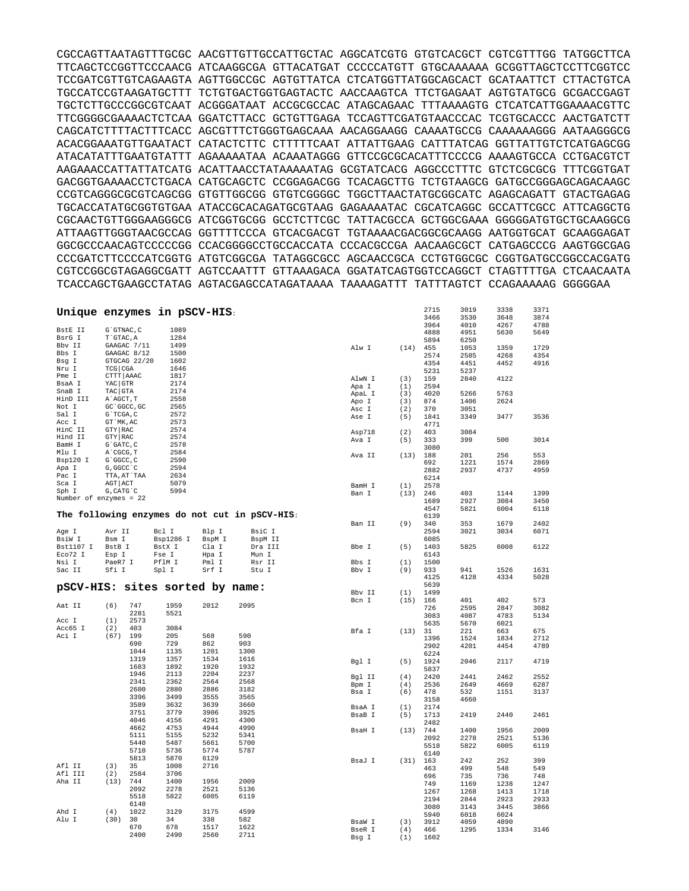```
CGCCAGTTAATAGTTTGCGC AACGTTGTTGCCATTGCTAC AGGCATCGTG GTGTCACGCT CGTCGTTTGG TATGGCTTCA
TTCAGCTCCGGTTCCCAACG ATCAAGGCGA GTTACATGAT CCCCCATGTT GTGCAAAAAA GCGGTTAGCTCCTTCGGTCC
TCCGATCGTTGTCAGAAGTA AGTTGGCCGC AGTGTTATCA CTCATGGTTATGGCAGCACT GCATAATTCT CTTACTGTCA
TGCCATCCGTAAGATGCTTT TCTGTGACTGGTGAGTACTC AACCAAGTCA TTCTGAGAAT AGTGTATGCG GCGACCGAGT
TGCTCTTGCCCGGCGTCAAT ACGGGATAAT ACCGCGCCAC ATAGCAGAAC TTTAAAAGTG CTCATCATTGGAAAACGTTC
TTCGGGGCGAAAACTCTCAA GGATCTTACC GCTGTTGAGA TCCAGTTCGATGTAACCCAC TCGTGCACCC AACTGATCTT
CAGCATCTTTTACTTTCACC AGCGTTTCTGGGTGAGCAAA AACAGGAAGG CAAAATGCCG CAAAAAAGGG AATAAGGGCG
ACACGGAAATGTTGAATACT CATACTCTTC CTTTTTCAAT ATTATTGAAG CATTTATCAG GGTTATTGTCTCATGAGCGG
ATACATATTTGAATGTATTT AGAAAAATAA ACAAATAGGG GTTCCGCGCACATTTCCCCG AAAAGTGCCA CCTGACGTCT
AAGAAACCATTATTATCATG ACATTAACCTATAAAAATAG GCGTATCACG AGGCCCTTTC GTCTCGCGCG TTTCGGTGAT
GACGGTGAAAACCTCTGACA CATGCAGCTC CCGGAGACGG TCACAGCTTG TCTGTAAGCG GATGCCGGGAGCAGACAAGC
CCGTCAGGGCGCGTCAGCGG GTGTTGGCGG GTGTCGGGGC TGGCTTAACTATGCGGCATC AGAGCAGATT GTACTGAGAG
TGCACCATATGCGGTGTGAA ATACCGCACAGATGCGTAAG GAGAAAATAC CGCATCAGGC GCCATTCGCC ATTCAGGCTG
CGCAACTGTTGGGAAGGGCG ATCGGTGCGG GCCTCTTCGC TATTACGCCA GCTGGCGAAA GGGGGATGTGCTGCAAGGCG
ATTAAGTTGGGTAACGCCAG GGTTTTCCCA GTCACGACGT TGTAAAACGACGGCCAGTGAATTGTAATACGACTCACTATAGGGCGAATTGGGTACC GGCGCAAGG AATGGTGCAT GCAAGGAGAT
GGCGCCCAACAGTCCCCCGG CCACGGGGCCTGCCACCATA CCCACGCCGA AACAAGCGCT CATGAGCCCG AAGTGGCGAG
CCCGATCTTCCCCATCGGTG ATGTCGGCGA TATAGGCGCC AGCAACCGCA CCTGTGGCGC CGGTGATGCCGGCCACGATG
CGTCCGGCGTAGAGGCGATT AGTCCAATTT GTTAAAGACA GGATATCAGTGGTCCAGGCT CTAGTTTTGA CTCAACAATA
TCACCAGCTGAAGCCTATAG AGTACGAGCCATAGATAAAA TAAAAGATTT TATTTAGTCT CCAGAAAAAG GGGGGAA
```

## Unique enzymes in pSCV-HIS:

| Enzyme | Site | Position |
|---|---|---|
| BstE II | G`GTNAC,C | 1089 |
| BsrG I | T`GTAC,A | 1284 |
| Bbv II | GAAGAC 7/11 | 1499 |
| Bbs I | GAAGAC 8/12 | 1500 |
| Bsg I | GTGCAG 22/20 | 1602 |
| Nru I | TCG\|CGA | 1646 |
| Pme I | CTTT\|AAAC | 1817 |
| BsaA I | YAC\|GTR | 2174 |
| SnaB I | TAC\|GTA | 2174 |
| HinD III | A`AGCT,T | 2558 |
| Not I | GC`GGCC,GC | 2565 |
| Sal I | G`TCGA,C | 2572 |
| Acc I | GT`MK,AC | 2573 |
| HinC II | GTY\|RAC | 2574 |
| Hind II | GTY\|RAC | 2574 |
| BamH I | G`GATC,C | 2578 |
| Mlu I | A`CGCG,T | 2584 |
| Bsp120 I | G`GGCC,C | 2590 |
| Apa I | G,GGCC`C | 2594 |
| Pac I | TTA,AT`TAA | 2634 |
| Sca I | AGT\|ACT | 5079 |
| Sph I | G,CATG`C | 5994 |

Number of enzymes = 22

## The following enzymes do not cut in pSCV-HIS:

| | | | | |
|---|---|---|---|---|
| Age I | Avr II | Bcl I | Blp I | BsiC I |
| BsiW I | Bsm I | Bsp1286 I | BspM I | BspM II |
| Bst1107 I | BstB I | BstX I | Cla I | Dra III |
| Eco72 I | Esp I | Fse I | Hpa I | Mun I |
| Nsi I | PaeR7 I | PflM I | Pml I | Rsr II |
| Sac II | Sfi I | Spl I | Srf I | Stu I |

## pSCV-HIS: sites sorted by name:

| Enzyme | Count | Positions |
|---|---|---|
| Aat II | (6) | 747 1959 2012 2095 2281 5521 |
| Acc I | (1) | 2573 |
| Acc65 I | (2) | 403 3084 |
| Aci I | (67) | 199 205 568 590 690 729 862 903 1044 1135 1201 1300 1319 1357 1534 1616 1683 1892 1920 1932 1946 2113 2204 2237 2341 2362 2564 2568 2600 2880 2886 3182 3396 3499 3555 3565 3589 3632 3639 3660 3751 3779 3906 3925 4046 4156 4291 4300 4662 4753 4944 4990 5111 5155 5232 5341 5440 5487 5661 5700 5710 5736 5774 5787 5813 5870 6129 |
| Afl II | (3) | 35 1008 2716 |
| Afl III | (2) | 2584 3706 |
| Aha II | (13) | 744 1400 1956 2009 2092 2278 2521 5136 5518 5822 6005 6119 6140 |
| Ahd I | (4) | 1022 3129 3175 4599 |
| Alu I | (30) | 30 34 338 582 670 678 1517 1622 2400 2490 2560 2711 2715 3019 3338 3371 3466 3530 3648 3874 3964 4010 4267 4788 4888 4951 5630 5649 5894 6250 |
| Alw I | (14) | 455 1053 1359 1729 2574 2585 4268 4354 4354 4451 4452 4916 5231 5237 |
| AlwN I | (3) | 159 2840 4122 |
| Apa I | (1) | 2594 |
| ApaL I | (3) | 4020 5266 5763 |
| Apo I | (3) | 874 1406 2624 |
| Asc I | (2) | 370 3051 |
| Ase I | (5) | 1841 3349 3477 3536 4771 |
| Asp718 | (2) | 403 3084 |
| Ava I | (5) | 333 399 500 3014 3080 |
| Ava II | (13) | 188 201 256 553 692 1221 1574 2869 2882 2937 4737 4959 6214 |
| BamH I | (1) | 2578 |
| Ban I | (13) | 246 403 1144 1399 1689 2927 3084 3450 4547 5821 6004 6118 6139 |
| Ban II | (9) | 340 353 1679 2402 2594 3021 3034 6071 6085 |
| Bbe I | (5) | 1403 5825 6008 6122 6143 |
| Bbs I | (1) | 1500 |
| Bbv I | (9) | 933 941 1526 1631 4125 4128 4334 5028 5639 |
| Bbv II | (1) | 1499 |
| Bcn I | (15) | 166 401 402 573 726 2595 2847 3082 3083 4087 4783 5134 5635 5670 6021 |
| Bfa I | (13) | 31 221 663 675 1396 1524 1834 2712 2902 4201 4454 4789 6224 |
| Bgl I | (5) | 1924 2046 2117 4719 5837 |
| Bgl II | (4) | 2420 2441 2462 2552 |
| Bpm I | (4) | 2536 2649 4669 6287 |
| Bsa I | (6) | 478 532 1151 3137 3158 4660 |
| BsaA I | (1) | 2174 |
| BsaB I | (5) | 1713 2419 2440 2461 2482 |
| BsaH I | (13) | 744 1400 1956 2009 2092 2278 2521 5136 5518 5822 6005 6119 6140 |
| BsaJ I | (31) | 163 242 252 399 463 499 548 549 696 735 736 748 749 1169 1238 1247 1267 1268 1413 1718 2194 2844 2923 2933 3080 3143 3445 3866 5940 6018 6024 |
| BsaW I | (3) | 3912 4059 4890 |
| BseR I | (4) | 466 1295 1334 3146 |
| Bsg I | (1) | 1602 |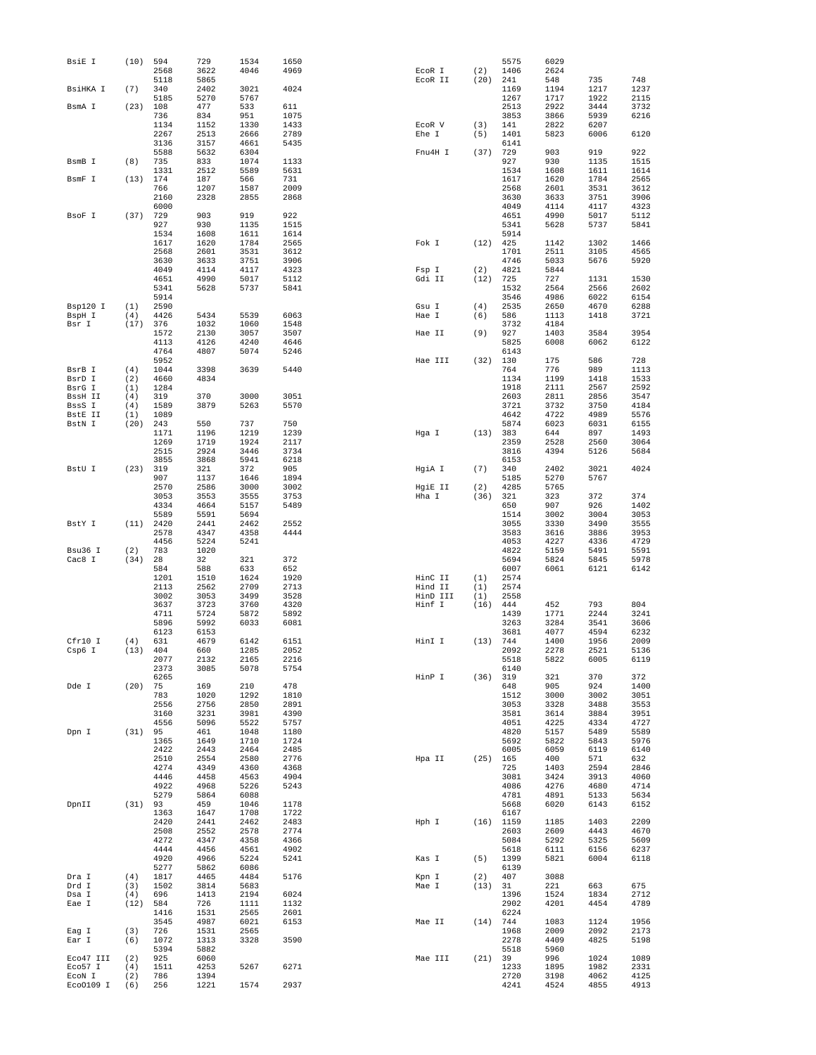```
BsiE I     (10)  594    729    1534   1650
                 2568   3622   4046   4969
                 5118   5865
BsiHKA I   (7)   340    2402   3021   4024
                 5185   5270   5767
BsmA I     (23)  108    477    533    611
                 736    834    951    1075
                 1134   1152   1330   1433
                 2267   2513   2666   2789
                 3136   3157   4661   5435
                 5588   5632   6304
BsmB I     (8)   735    833    1074   1133
                 1331   2512   5589   5631
BsmF I     (13)  174    187    566    731
                 766    1207   1587   2009
                 2160   2328   2855   2868
                 6000
BsoF I     (37)  729    903    919    922
                 927    930    1135   1515
                 1534   1608   1611   1614
                 1617   1620   1784   2565
                 2568   2601   3531   3612
                 3630   3633   3751   3906
                 4049   4114   4117   4323
                 4651   4990   5017   5112
                 5341   5628   5737   5841
                 5914
Bsp120 I   (1)   2590
BspH I     (4)   4426   5434   5539   6063
Bsr I      (17)  376    1032   1060   1548
                 1572   2130   3057   3507
                 4113   4126   4240   4646
                 4764   4807   5074   5246
                 5952
BsrB I     (4)   1044   3398   3639   5440
BsrD I     (2)   4660   4834
BsrG I     (1)   1284
BssH II    (4)   319    370    3000   3051
BssS I     (4)   1589   3879   5263   5570
BstE II    (1)   1089
BstN I     (20)  243    550    737    750
                 1171   1196   1219   1239
                 1269   1719   1924   2117
                 2515   2924   3446   3734
                 3855   3868   5941   6218
BstU I     (23)  319    321    372    905
                 907    1137   1646   1894
                 2570   2586   3000   3002
                 3053   3553   3555   3753
                 4334   4664   5157   5489
                 5589   5591   5694
BstY I     (11)  2420   2441   2462   2552
                 2578   4347   4358   4444
                 4456   5224   5241
Bsu36 I    (2)   783    1020
Cac8 I     (34)  28     32     321    372
                 584    588    633    652
                 1201   1510   1624   1920
                 2113   2562   2709   2713
                 3002   3053   3499   3528
                 3637   3723   3760   4320
                 4711   5724   5872   5892
                 5896   5992   6033   6081
                 6123   6153
Cfr10 I    (4)   631    4679   6142   6151
Csp6 I     (13)  404    660    1285   2052
                 2077   2132   2165   2216
                 2373   3085   5078   5754
                 6265
Dde I      (20)  75     169    210    478
                 783    1020   1292   1810
                 2556   2756   2850   2891
                 3160   3231   3981   4390
                 4556   5096   5522   5757
Dpn I      (31)  95     461    1048   1180
                 1365   1649   1710   1724
                 2422   2443   2464   2485
                 2510   2554   2580   2776
                 4274   4349   4360   4368
                 4446   4458   4563   4904
                 4922   4968   5226   5243
                 5279   5864   6088
DpnII      (31)  93     459    1046   1178
                 1363   1647   1708   1722
                 2420   2441   2462   2483
                 2508   2552   2578   2774
                 4272   4347   4358   4366
                 4444   4456   4561   4902
                 4920   4966   5224   5241
                 5277   5862   6086
Dra I      (4)   1817   4465   4484   5176
Drd I      (3)   1502   3814   5683
Dsa I      (4)   696    1413   2194   6024
Eae I      (12)  584    726    1111   1132
                 1416   1531   2565   2601
                 3545   4987   6021   6153
Eag I      (3)   726    1531   2565
Ear I      (6)   1072   1313   3328   3590
                 5394   5882
Eco47 III  (2)   925    6060
Eco57 I    (4)   1511   4253   5267   6271
EcoN I     (2)   786    1394
EcoO109 I  (6)   256    1221   1574   2937
                 5575   6029
EcoR I     (2)   1406   2624
EcoR II    (20)  241    548    735    748
                 1169   1194   1217   1237
                 1267   1717   1922   2115
                 2513   2922   3444   3732
                 3853   3866   5939   6216
EcoR V     (3)   141    2822   6207
Ehe I      (5)   1401   5823   6006   6120
                 6141
Fnu4H I    (37)  729    903    919    922
                 927    930    1135   1515
                 1534   1608   1611   1614
                 1617   1620   1784   2565
                 2568   2601   3531   3612
                 3630   3633   3751   3906
                 4049   4114   4117   4323
                 4651   4990   5017   5112
                 5341   5628   5737   5841
                 5914
Fok I      (12)  425    1142   1302   1466
                 1701   2511   3105   4565
                 4746   5033   5676   5920
Fsp I      (2)   4821   5844
Gdi II     (12)  725    727    1131   1530
                 1532   2564   2566   2602
                 3546   4986   6022   6154
Gsu I      (4)   2535   2650   4670   6288
Hae I      (6)   586    1113   1418   3721
                 3732   4184
Hae II     (9)   927    1403   3584   3954
                 5825   6008   6062   6122
                 6143
Hae III    (32)  130    175    586    728
                 764    776    989    1113
                 1134   1199   1418   1533
                 1918   2111   2567   2592
                 2603   2811   2856   3547
                 3721   3732   3750   4184
                 4642   4722   4989   5576
                 5874   6023   6031   6155
Hga I      (13)  383    644    897    1493
                 2359   2528   2560   3064
                 3816   4394   5126   5684
                 6153
HgiA I     (7)   340    2402   3021   4024
                 5185   5270   5767
HgiE II    (2)   4285   5765
Hha I      (36)  321    323    372    374
                 650    907    926    1402
                 1514   3002   3004   3053
                 3055   3330   3490   3555
                 3583   3616   3886   3953
                 4053   4227   4336   4729
                 4822   5159   5491   5591
                 5694   5824   5845   5978
                 6007   6061   6121   6142
HinC II    (1)   2574
Hind II    (1)   2574
HinD III   (1)   2558
Hinf I     (16)  444    452    793    804
                 1439   1771   2244   3241
                 3263   3284   3541   3606
                 3681   4077   4594   6232
HinI I     (13)  744    1400   1956   2009
                 2092   2278   2521   5136
                 5518   5822   6005   6119
                 6140
HinP I     (36)  319    321    370    372
                 648    905    924    1400
                 1512   3000   3002   3051
                 3053   3328   3488   3553
                 3581   3614   3884   3951
                 4051   4225   4334   4727
                 4820   5157   5489   5589
                 5692   5822   5843   5976
                 6005   6059   6119   6140
Hpa II     (25)  165    400    571    632
                 725    1403   2594   2846
                 3081   3424   3913   4060
                 4086   4276   4680   4714
                 4781   4891   5133   5634
                 5668   6020   6143   6152
                 6167
Hph I      (16)  1159   1185   1403   2209
                 2603   2609   4443   4670
                 5084   5292   5325   5609
                 5618   6111   6156   6237
Kas I      (5)   1399   5821   6004   6118
                 6139
Kpn I      (2)   407    3088
Mae I      (13)  31     221    663    675
                 1396   1524   1834   2712
                 2902   4201   4454   4789
                 6224
Mae II     (14)  744    1083   1124   1956
                 1968   2009   2092   2173
                 2278   4409   4825   5198
                 5518   5960
Mae III    (21)  39     996    1024   1089
                 1233   1895   1982   2331
                 2720   3198   4062   4125
                 4241   4524   4855   4913
```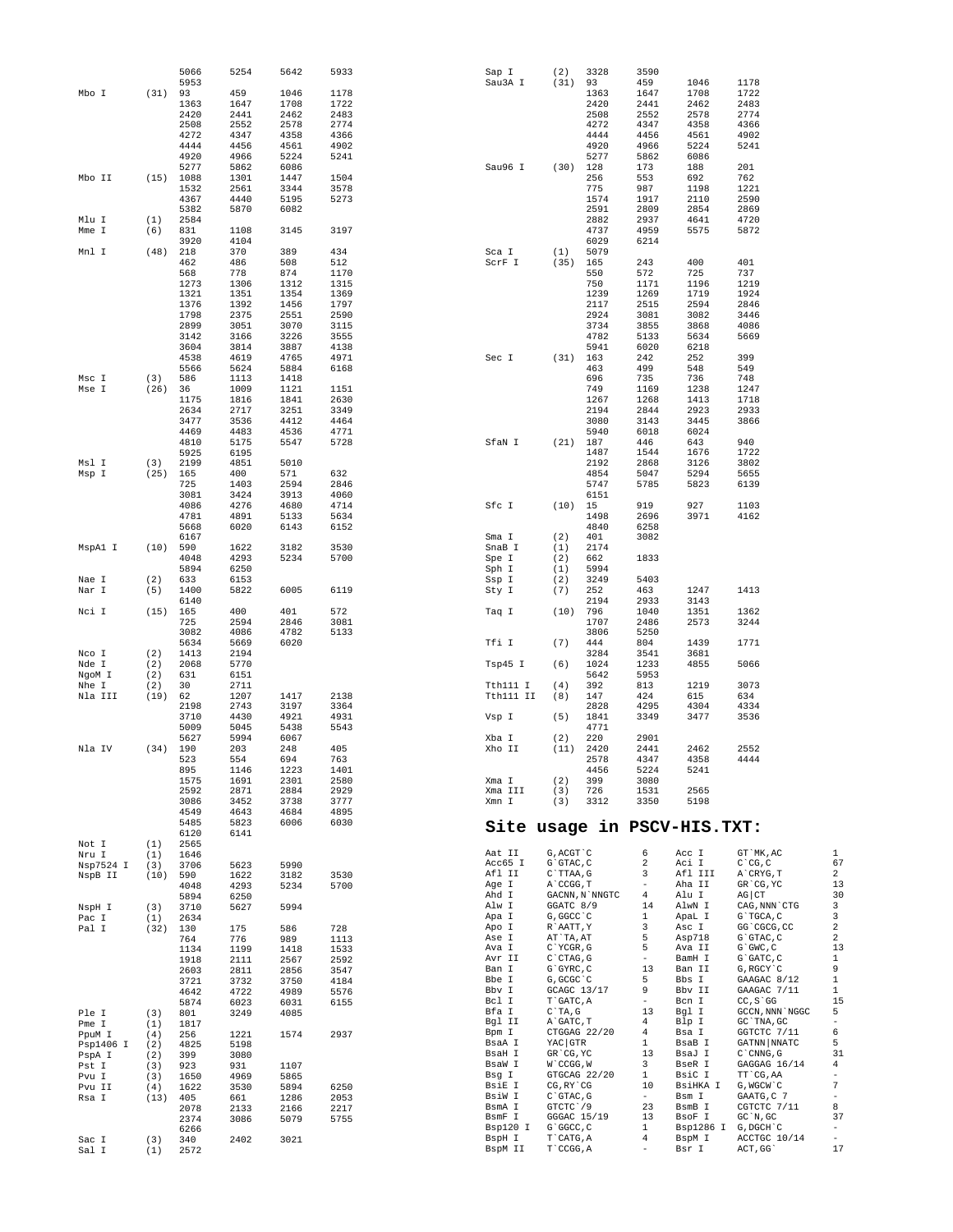```
                5066    5254    5642    5933
                5953
Mbo I     (31)  93      459     1046    1178
                1363    1647    1708    1722
                2420    2441    2462    2483
                2508    2552    2578    2774
                4272    4347    4358    4366
                4444    4456    4561    4902
                4920    4966    5224    5241
                5277    5862    6086
Mbo II    (15)  1088    1301    1447    1504
                1532    2561    3344    3578
                4367    4440    5195    5273
                5382    5870    6082
Mlu I     (1)   2584
Mme I     (6)   831     1108    3145    3197
                3920    4104
Mnl I     (48)  218     370     389     434
                462     486     508     512
                568     778     874     1170
                1273    1306    1312    1315
                1321    1351    1354    1369
                1376    1392    1456    1797
                1798    2375    2551    2590
                2899    3051    3070    3115
                3142    3166    3226    3555
                3604    3814    3887    4138
                4538    4619    4765    4971
                5566    5624    5884    6168
Msc I     (3)   586     1113    1418
Mse I     (26)  36      1009    1121    1151
                1175    1816    1841    2630
                2634    2717    3251    3349
                3477    3536    4412    4464
                4469    4483    4536    4771
                4810    5175    5547    5728
                5925    6195
Msl I     (3)   2199    4851    5010
Msp I     (25)  165     400     571     632
                725     1403    2594    2846
                3081    3424    3913    4060
                4086    4276    4680    4714
                4781    4891    5133    5634
                5668    6020    6143    6152
                6167
MspA1 I   (10)  590     1622    3182    3530
                4048    4293    5234    5700
                5894    6250
Nae I     (2)   633     6153
Nar I     (5)   1400    5822    6005    6119
                6140
Nci I     (15)  165     400     401     572
                725     2594    2846    3081
                3082    4086    4782    5133
                5634    5669    6020
Nco I     (2)   1413    2194
Nde I     (2)   2068    5770
NgoM I    (2)   631     6151
Nhe I     (2)   30      2711
Nla III   (19)  62      1207    1417    2138
                2198    2743    3197    3364
                3710    4430    4921    4931
                5009    5045    5438    5543
                5627    5994    6067
Nla IV    (34)  190     203     248     405
                523     554     694     763
                895     1146    1223    1401
                1575    1691    2301    2580
                2592    2871    2884    2929
                3086    3452    3738    3777
                4549    4643    4684    4895
                5485    5823    6006    6030
                6120    6141
Not I     (1)   2565
Nru I     (1)   1646
Nsp7524 I (3)   3706    5623    5990
NspB II   (10)  590     1622    3182    3530
                4048    4293    5234    5700
                5894    6250
NspH I    (3)   3710    5627    5994
Pac I     (1)   2634
Pal I     (32)  130     175     586     728
                764     776     989     1113
                1134    1199    1418    1533
                1918    2111    2567    2592
                2603    2811    2856    3547
                3721    3732    3750    4184
                4642    4722    4989    5576
                5874    6023    6031    6155
Ple I     (3)   801     3249    4085
Pme I     (1)   1817
PpuM I    (4)   256     1221    1574    2937
Psp1406 I (2)   4825    5198
PspA I    (2)   399     3080
Pst I     (3)   923     931     1107
Pvu I     (3)   1650    4969    5865
Pvu II    (4)   1622    3530    5894    6250
Rsa I     (13)  405     661     1286    2053
                2078    2133    2166    2217
                2374    3086    5079    5755
                6266
Sac I     (3)   340     2402    3021
Sal I     (1)   2572
Sap I     (2)   3328    3590
Sau3A I   (31)  93      459     1046    1178
                1363    1647    1708    1722
                2420    2441    2462    2483
                2508    2552    2578    2774
                4272    4347    4358    4366
                4444    4456    4561    4902
                4920    4966    5224    5241
                5277    5862    6086
Sau96 I   (30)  128     173     188     201
                256     553     692     762
                775     987     1198    1221
                1574    1917    2110    2590
                2591    2809    2854    2869
                2882    2937    4641    4720
                4737    4959    5575    5872
                6029    6214
Sca I     (1)   5079
ScrF I    (35)  165     243     400     401
                550     572     725     737
                750     1171    1196    1219
                1239    1269    1719    1924
                2117    2515    2594    2846
                2924    3081    3082    3446
                3734    3855    3868    4086
                4782    5133    5634    5669
                5941    6020    6218
Sec I     (31)  163     242     252     399
                463     499     548     549
                696     735     736     748
                749     1169    1238    1247
                1267    1268    1413    1718
                2194    2844    2923    2933
                3080    3143    3445    3866
                5940    6018    6024
SfaN I    (21)  187     446     643     940
                1487    1544    1676    1722
                2192    2868    3126    3802
                4854    5047    5294    5655
                5747    5785    5823    6139
                6151
Sfc I     (10)  15      919     927     1103
                1498    2696    3971    4162
                4840    6258
Sma I     (2)   401     3082
SnaB I    (1)   2174
Spe I     (2)   662     1833
Sph I     (1)   5994
Ssp I     (2)   3249    5403
Sty I     (7)   252     463     1247    1413
                2194    2933    3143
Taq I     (10)  796     1040    1351    1362
                1707    2486    2573    3244
                3806    5250
Tfi I     (7)   444     804     1439    1771
                3284    3541    3681
Tsp45 I   (6)   1024    1233    4855    5066
                5642    5953
Tth111 I  (4)   392     813     1219    3073
Tth111 II (8)   147     424     615     634
                2828    4295    4304    4334
Vsp I     (5)   1841    3349    3477    3536
                4771
Xba I     (2)   220     2901
Xho II    (11)  2420    2441    2462    2552
                2578    4347    4358    4444
                4456    5224    5241
Xma I     (2)   399     3080
Xma III   (3)   726     1531    2565
Xmn I     (3)   3312    3350    5198
```

## Site usage in PSCV-HIS.TXT:

```
Aat II     G,ACGT`C       6     Acc I      GT`MK,AC       1
Acc65 I    G`GTAC,C       2     Aci I      C`CG,C         67
Afl II     C`TTAA,G       3     Afl III    A`CRYG,T       2
Age I      A`CCGG,T       -     Aha II     GR`CG,YC       13
Ahd I      GACNN,N`NNGTC  4     Alu I      AG|CT          30
Alw I      GGATC 8/9      14    AlwN I     CAG,NNN`CTG    3
Apa I      G,GGCC`C       1     ApaL I     G`TGCA,C       3
Apo I      R`AATT,Y       3     Asc I      GG`CGCG,CC     2
Ase I      AT`TA,AT       5     Asp718     G`GTAC,C       2
Ava I      C`YCGR,G       5     Ava II     G`GWC,C        13
Avr II     C`CTAG,G       -     BamH I     G`GATC,C       1
Ban I      G`GYRC,C       13    Ban II     G,RGCY`C       9
Bbe I      G,GCGC`C       5     Bbs I      GAAGAC 8/12    1
Bbv I      GCAGC 13/17    9     Bbv II     GAAGAC 7/11    1
Bcl I      T`GATC,A       -     Bcn I      CC,S`GG        15
Bfa I      C`TA,G         13    Bgl I      GCCN,NNN`NGGC  5
Bgl II     A`GATC,T       4     Blp I      GC`TNA,GC      -
Bpm I      CTGGAG 22/20   4     Bsa I      GGTCTC 7/11    6
BsaA I     YAC|GTR        1     BsaB I     GATNN|NNATC    5
BsaH I     GR`CG,YC       13    BsaJ I     C`CNNG,G       31
BsaW I     W`CCGG,W       3     BseR I     GAGGAG 16/14   4
Bsg I      GTGCAG 22/20   1     BsiC I     TT`CG,AA       -
BsiE I     CG,RY`CG       10    BsiHKA I   G,WGCW`C       7
BsiW I     C`GTAC,G       -     Bsm I      GAATG,C 7      -
BsmA I     GTCTC`/9       23    BsmB I     CGTCTC 7/11    8
BsmF I     GGGAC 15/19    13    BsoF I     GC`N,GC        37
Bsp120 I   G`GGCC,C       1     Bsp1286 I  G,DGCH`C       -
BspH I     T`CATG,A       4     BspM I     ACCTGC 10/14   -
BspM II    T`CCGG,A       -     Bsr I      ACT,GG`        17
```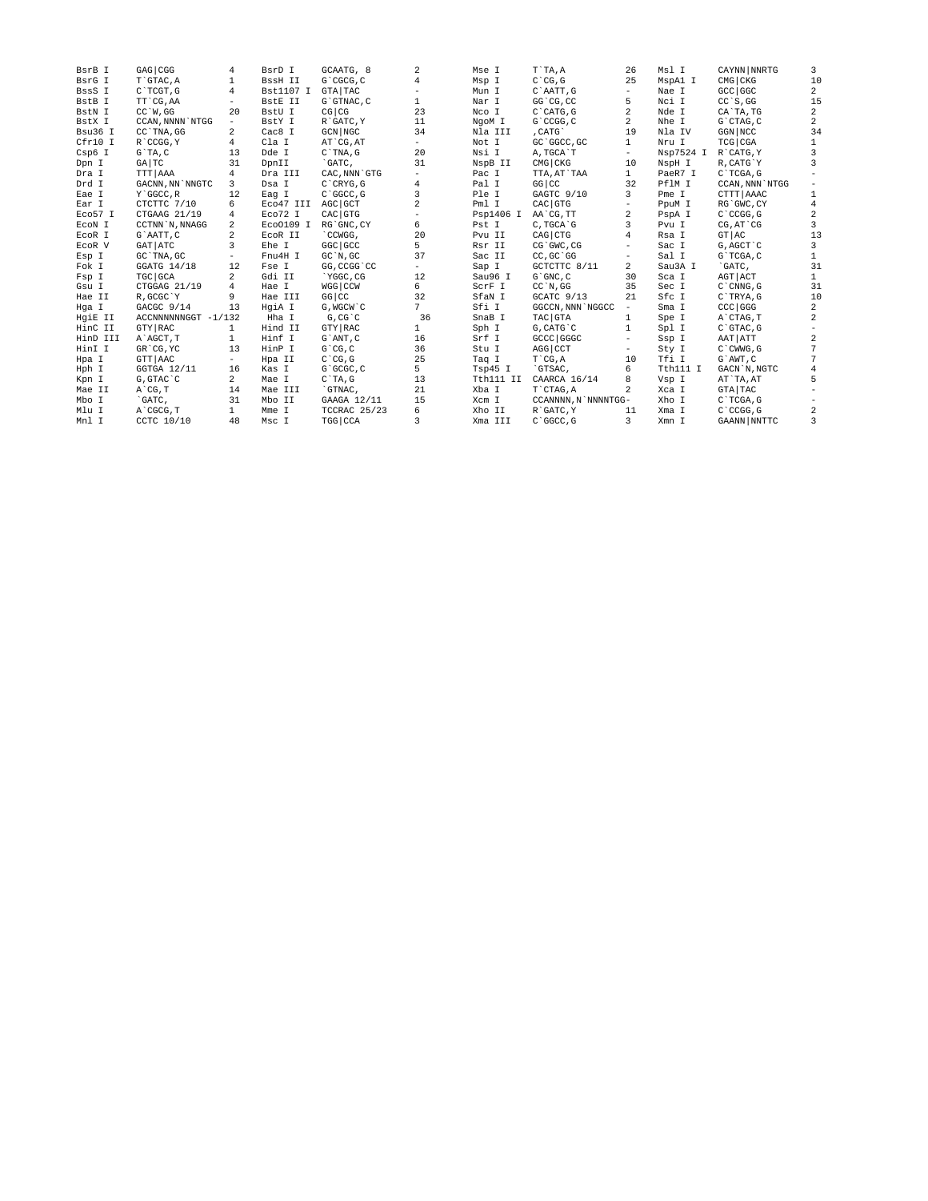| | | | | | | | | | | | |
|---|---|---|---|---|---|---|---|---|---|---|---|
| BsrB I | GAG\|CGG | 4 | BsrD I | GCAATG, 8 | 2 | Mse I | T`TA,A | 26 | Msl I | CAYNN\|NNRTG | 3 |
| BsrG I | T`GTAC,A | 1 | BssH II | G`CGCG,C | 4 | Msp I | C`CG,G | 25 | MspA1 I | CMG\|CKG | 10 |
| BssS I | C`TCGT,G | 4 | Bst1107 I | GTA\|TAC | - | Mun I | C`AATT,G | - | Nae I | GCC\|GGC | 2 |
| BstB I | TT`CG,AA | - | BstE II | G`GTNAC,C | 1 | Nar I | GG`CG,CC | 5 | Nci I | CC`S,GG | 15 |
| BstN I | CC`W,GG | 20 | BstU I | CG\|CG | 23 | Nco I | C`CATG,G | 2 | Nde I | CA`TA,TG | 2 |
| BstX I | CCAN,NNNN`NTGG | - | BstY I | R`GATC,Y | 11 | NgoM I | G`CCGG,C | 2 | Nhe I | G`CTAG,C | 2 |
| Bsu36 I | CC`TNA,GG | 2 | Cac8 I | GCN\|NGC | 34 | Nla III | ,CATG` | 19 | Nla IV | GGN\|NCC | 34 |
| Cfr10 I | R`CCGG,Y | 4 | Cla I | AT`CG,AT | - | Not I | GC`GGCC,GC | 1 | Nru I | TCG\|CGA | 1 |
| Csp6 I | G`TA,C | 13 | Dde I | C`TNA,G | 20 | Nsi I | A,TGCA`T | - | Nsp7524 I | R`CATG,Y | 3 |
| Dpn I | GA\|TC | 31 | DpnII | `GATC, | 31 | NspB II | CMG\|CKG | 10 | NspH I | R,CATG`Y | 3 |
| Dra I | TTT\|AAA | 4 | Dra III | CAC,NNN`GTG | - | Pac I | TTA,AT`TAA | 1 | PaeR7 I | C`TCGA,G | - |
| Drd I | GACNN,NN`NNGTC | 3 | Dsa I | C`CRYG,G | 4 | Pal I | GG\|CC | 32 | PflM I | CCAN,NNN`NTGG | - |
| Eae I | Y`GGCC,R | 12 | Eag I | C`GGCC,G | 3 | Ple I | GAGTC 9/10 | 3 | Pme I | CTTT\|AAAC | 1 |
| Ear I | CTCTTC 7/10 | 6 | Eco47 III | AGC\|GCT | 2 | Pml I | CAC\|GTG | - | PpuM I | RG`GWC,CY | 4 |
| Eco57 I | CTGAAG 21/19 | 4 | Eco72 I | CAC\|GTG | - | Psp1406 I | AA`CG,TT | 2 | PspA I | C`CCGG,G | 2 |
| EcoN I | CCTNN`N,NNAGG | 2 | EcoO109 I | RG`GNC,CY | 6 | Pst I | C,TGCA`G | 3 | Pvu I | CG,AT`CG | 3 |
| EcoR I | G`AATT,C | 2 | EcoR II | `CCWGG, | 20 | Pvu II | CAG\|CTG | 4 | Rsa I | GT\|AC | 13 |
| EcoR V | GAT\|ATC | 3 | Ehe I | GGC\|GCC | 5 | Rsr II | CG`GWC,CG | - | Sac I | G,AGCT`C | 3 |
| Esp I | GC`TNA,GC | - | Fnu4H I | GC`N,GC | 37 | Sac II | CC,GC`GG | - | Sal I | G`TCGA,C | 1 |
| Fok I | GGATG 14/18 | 12 | Fse I | GG,CCGG`CC | - | Sap I | GCTCTTC 8/11 | 2 | Sau3A I | `GATC, | 31 |
| Fsp I | TGC\|GCA | 2 | Gdi II | `YGGC,CG | 12 | Sau96 I | G`GNC,C | 30 | Sca I | AGT\|ACT | 1 |
| Gsu I | CTGGAG 21/19 | 4 | Hae I | WGG\|CCW | 6 | ScrF I | CC`N,GG | 35 | Sec I | C`CNNG,G | 31 |
| Hae II | R,GCGC`Y | 9 | Hae III | GG\|CC | 32 | SfaN I | GCATC 9/13 | 21 | Sfc I | C`TRYA,G | 10 |
| Hga I | GACGC 9/14 | 13 | HgiA I | G,WGCW`C | 7 | Sfi I | GGCCN,NNN`NGGCC | - | Sma I | CCC\|GGG | 2 |
| HgiE II | ACCNNNNNNGGT -1/132 | | Hha I | G,CG`C | 36 | SnaB I | TAC\|GTA | 1 | Spe I | A`CTAG,T | 2 |
| HinC II | GTY\|RAC | 1 | Hind II | GTY\|RAC | 1 | Sph I | G,CATG`C | 1 | Spl I | C`GTAC,G | - |
| HinD III | A`AGCT,T | 1 | Hinf I | G`ANT,C | 16 | Srf I | GCCC\|GGGC | - | Ssp I | AAT\|ATT | 2 |
| HinI I | GR`CG,YC | 13 | HinP I | G`CG,C | 36 | Stu I | AGG\|CCT | - | Sty I | C`CWWG,G | 7 |
| Hpa I | GTT\|AAC | - | Hpa II | C`CG,G | 25 | Taq I | T`CG,A | 10 | Tfi I | G`AWT,C | 7 |
| Hph I | GGTGA 12/11 | 16 | Kas I | G`GCGC,C | 5 | Tsp45 I | `GTSAC, | 6 | Tth111 I | GACN`N,NGTC | 4 |
| Kpn I | G,GTAC`C | 2 | Mae I | C`TA,G | 13 | Tth111 II | CAARCA 16/14 | 8 | Vsp I | AT`TA,AT | 5 |
| Mae II | A`CG,T | 14 | Mae III | `GTNAC, | 21 | Xba I | T`CTAG,A | 2 | Xca I | GTA\|TAC | - |
| Mbo I | `GATC, | 31 | Mbo II | GAAGA 12/11 | 15 | Xcm I | CCANNNN,N`NNNNTGG- | | Xho I | C`TCGA,G | - |
| Mlu I | A`CGCG,T | 1 | Mme I | TCCRAC 25/23 | 6 | Xho II | R`GATC,Y | 11 | Xma I | C`CCGG,G | 2 |
| Mnl I | CCTC 10/10 | 48 | Msc I | TGG\|CCA | 3 | Xma III | C`GGCC,G | 3 | Xmn I | GAANN\|NNTTC | 3 |